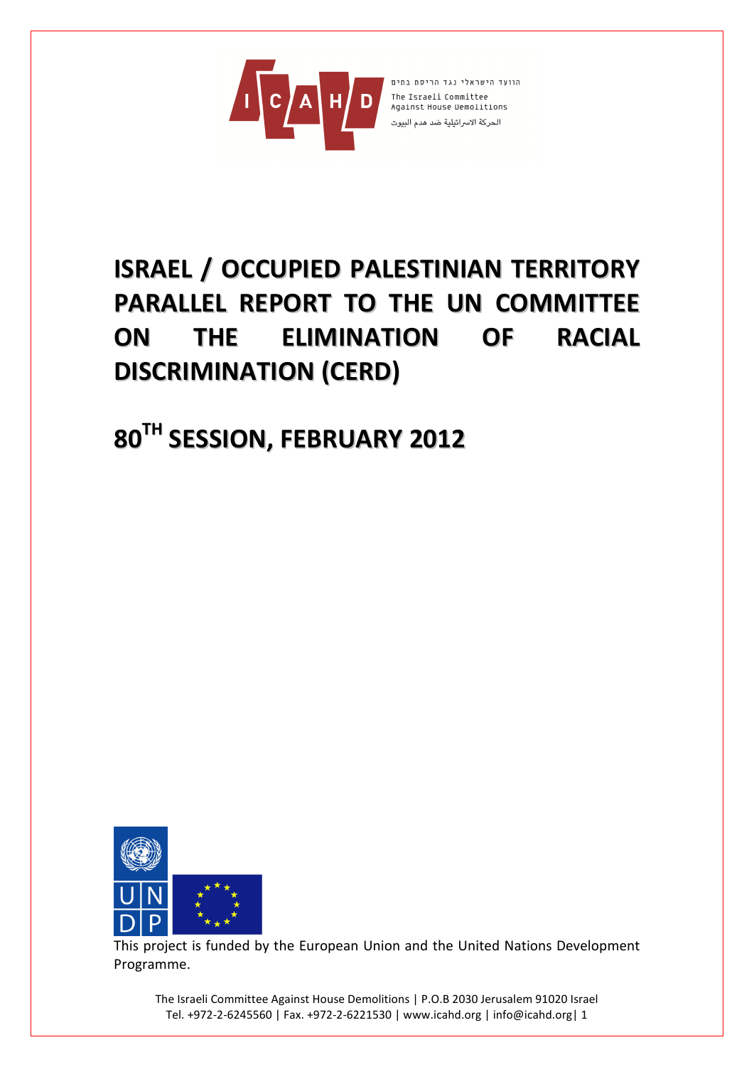הוועד הישראלי נגד הריסת בתים

The Israeli Committee Against House Demolitions

الحركة الاسرائيلية ضد هدم البيوت

# ISRAEL / OCCUPIED PALESTINIAN TERRITORY PARALLEL REPORT TO THE UN COMMITTEE ON THE ELIMINATION OF RACIAL DISCRIMINATION (CERD)

# 80TH SESSION, FEBRUARY 2012

This project is funded by the European Union and the United Nations Development Programme.

The Israeli Committee Against House Demolitions | P.O.B 2030 Jerusalem 91020 Israel
Tel. +972-2-6245560 | Fax. +972-2-6221530 | www.icahd.org | info@icahd.org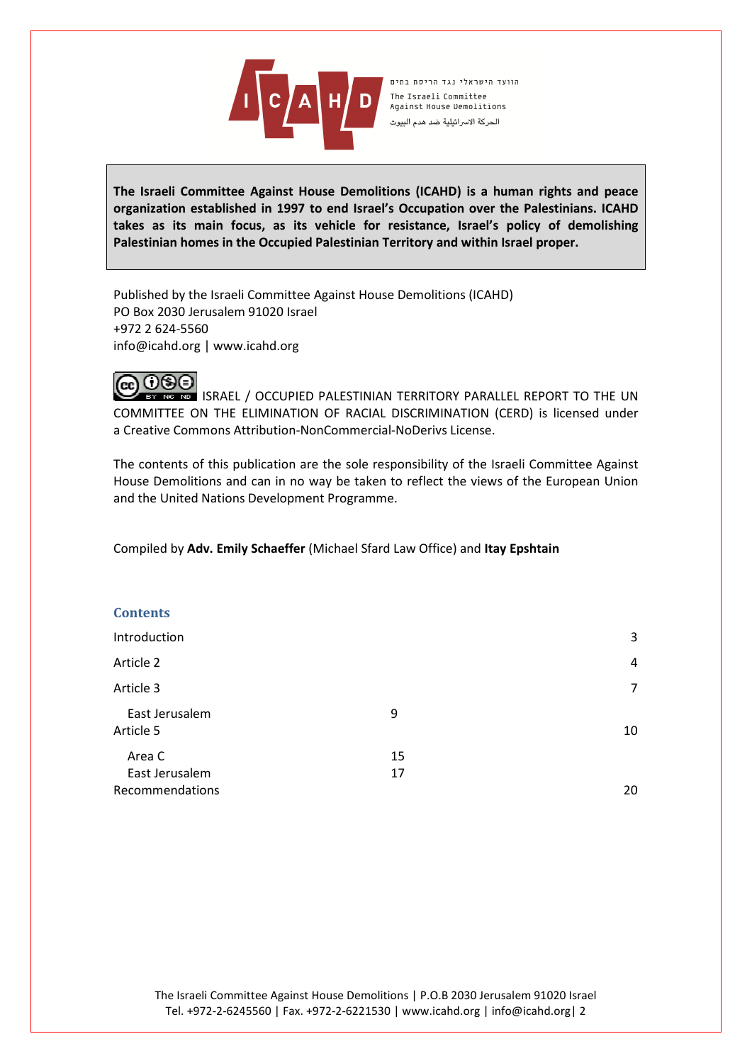הוועד הישראלי נגד הריסת בתים
The Israeli Committee Against House Demolitions
الحركة الاسرائيلية ضد هدم البيوت

**The Israeli Committee Against House Demolitions (ICAHD) is a human rights and peace organization established in 1997 to end Israel's Occupation over the Palestinians. ICAHD takes as its main focus, as its vehicle for resistance, Israel's policy of demolishing Palestinian homes in the Occupied Palestinian Territory and within Israel proper.**

Published by the Israeli Committee Against House Demolitions (ICAHD)
PO Box 2030 Jerusalem 91020 Israel
+972 2 624-5560
info@icahd.org | www.icahd.org

ISRAEL / OCCUPIED PALESTINIAN TERRITORY PARALLEL REPORT TO THE UN COMMITTEE ON THE ELIMINATION OF RACIAL DISCRIMINATION (CERD) is licensed under a Creative Commons Attribution-NonCommercial-NoDerivs License.

The contents of this publication are the sole responsibility of the Israeli Committee Against House Demolitions and can in no way be taken to reflect the views of the European Union and the United Nations Development Programme.

Compiled by **Adv. Emily Schaeffer** (Michael Sfard Law Office) and **Itay Epshtain**

## Contents

| | |
|---|---|
| Introduction | 3 |
| Article 2 | 4 |
| Article 3 | 7 |
| East Jerusalem | 9 |
| Article 5 | 10 |
| Area C | 15 |
| East Jerusalem | 17 |
| Recommendations | 20 |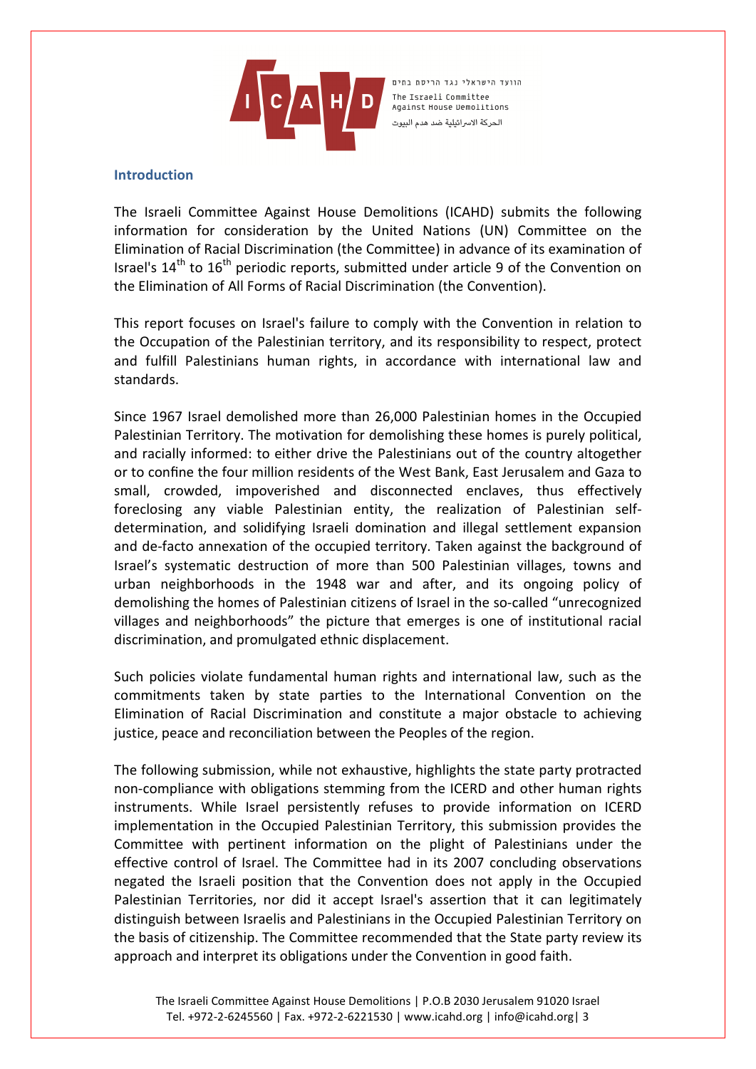## Introduction

The Israeli Committee Against House Demolitions (ICAHD) submits the following information for consideration by the United Nations (UN) Committee on the Elimination of Racial Discrimination (the Committee) in advance of its examination of Israel's 14th to 16th periodic reports, submitted under article 9 of the Convention on the Elimination of All Forms of Racial Discrimination (the Convention).

This report focuses on Israel's failure to comply with the Convention in relation to the Occupation of the Palestinian territory, and its responsibility to respect, protect and fulfill Palestinians human rights, in accordance with international law and standards.

Since 1967 Israel demolished more than 26,000 Palestinian homes in the Occupied Palestinian Territory. The motivation for demolishing these homes is purely political, and racially informed: to either drive the Palestinians out of the country altogether or to confine the four million residents of the West Bank, East Jerusalem and Gaza to small, crowded, impoverished and disconnected enclaves, thus effectively foreclosing any viable Palestinian entity, the realization of Palestinian self-determination, and solidifying Israeli domination and illegal settlement expansion and de-facto annexation of the occupied territory. Taken against the background of Israel's systematic destruction of more than 500 Palestinian villages, towns and urban neighborhoods in the 1948 war and after, and its ongoing policy of demolishing the homes of Palestinian citizens of Israel in the so-called "unrecognized villages and neighborhoods" the picture that emerges is one of institutional racial discrimination, and promulgated ethnic displacement.

Such policies violate fundamental human rights and international law, such as the commitments taken by state parties to the International Convention on the Elimination of Racial Discrimination and constitute a major obstacle to achieving justice, peace and reconciliation between the Peoples of the region.

The following submission, while not exhaustive, highlights the state party protracted non-compliance with obligations stemming from the ICERD and other human rights instruments. While Israel persistently refuses to provide information on ICERD implementation in the Occupied Palestinian Territory, this submission provides the Committee with pertinent information on the plight of Palestinians under the effective control of Israel. The Committee had in its 2007 concluding observations negated the Israeli position that the Convention does not apply in the Occupied Palestinian Territories, nor did it accept Israel's assertion that it can legitimately distinguish between Israelis and Palestinians in the Occupied Palestinian Territory on the basis of citizenship. The Committee recommended that the State party review its approach and interpret its obligations under the Convention in good faith.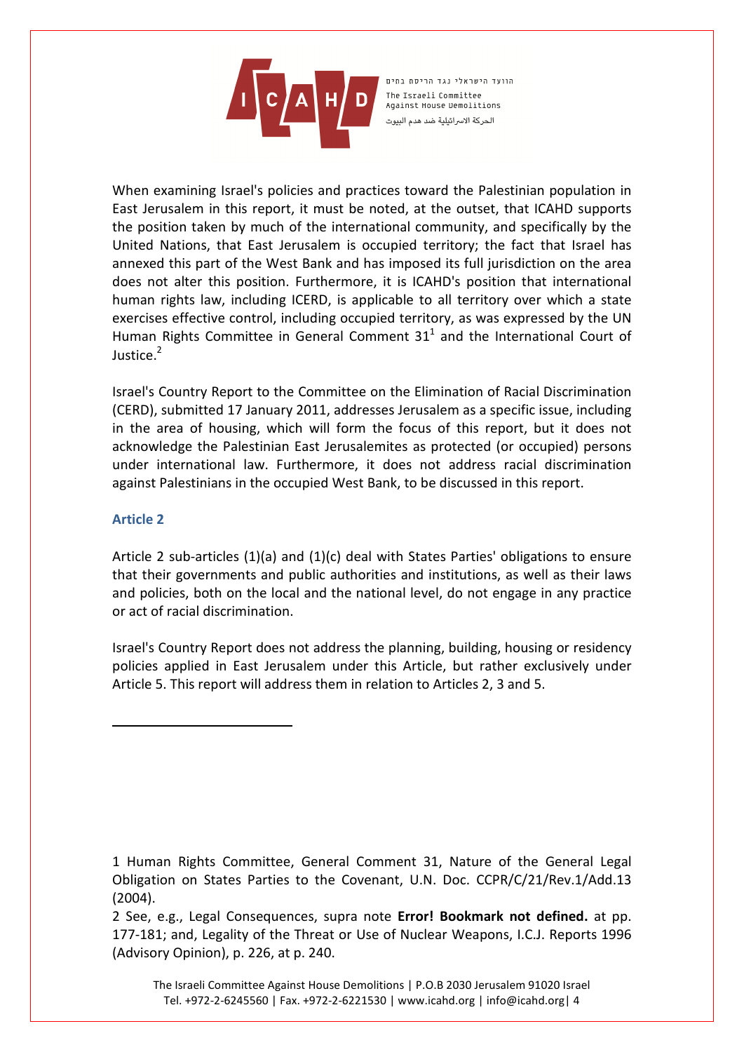When examining Israel's policies and practices toward the Palestinian population in East Jerusalem in this report, it must be noted, at the outset, that ICAHD supports the position taken by much of the international community, and specifically by the United Nations, that East Jerusalem is occupied territory; the fact that Israel has annexed this part of the West Bank and has imposed its full jurisdiction on the area does not alter this position. Furthermore, it is ICAHD's position that international human rights law, including ICERD, is applicable to all territory over which a state exercises effective control, including occupied territory, as was expressed by the UN Human Rights Committee in General Comment 31[1] and the International Court of Justice.[2]

Israel's Country Report to the Committee on the Elimination of Racial Discrimination (CERD), submitted 17 January 2011, addresses Jerusalem as a specific issue, including in the area of housing, which will form the focus of this report, but it does not acknowledge the Palestinian East Jerusalemites as protected (or occupied) persons under international law. Furthermore, it does not address racial discrimination against Palestinians in the occupied West Bank, to be discussed in this report.

## Article 2

Article 2 sub-articles (1)(a) and (1)(c) deal with States Parties' obligations to ensure that their governments and public authorities and institutions, as well as their laws and policies, both on the local and the national level, do not engage in any practice or act of racial discrimination.

Israel's Country Report does not address the planning, building, housing or residency policies applied in East Jerusalem under this Article, but rather exclusively under Article 5. This report will address them in relation to Articles 2, 3 and 5.

---

1 Human Rights Committee, General Comment 31, Nature of the General Legal Obligation on States Parties to the Covenant, U.N. Doc. CCPR/C/21/Rev.1/Add.13 (2004).

2 See, e.g., Legal Consequences, supra note **Error! Bookmark not defined.** at pp. 177-181; and, Legality of the Threat or Use of Nuclear Weapons, I.C.J. Reports 1996 (Advisory Opinion), p. 226, at p. 240.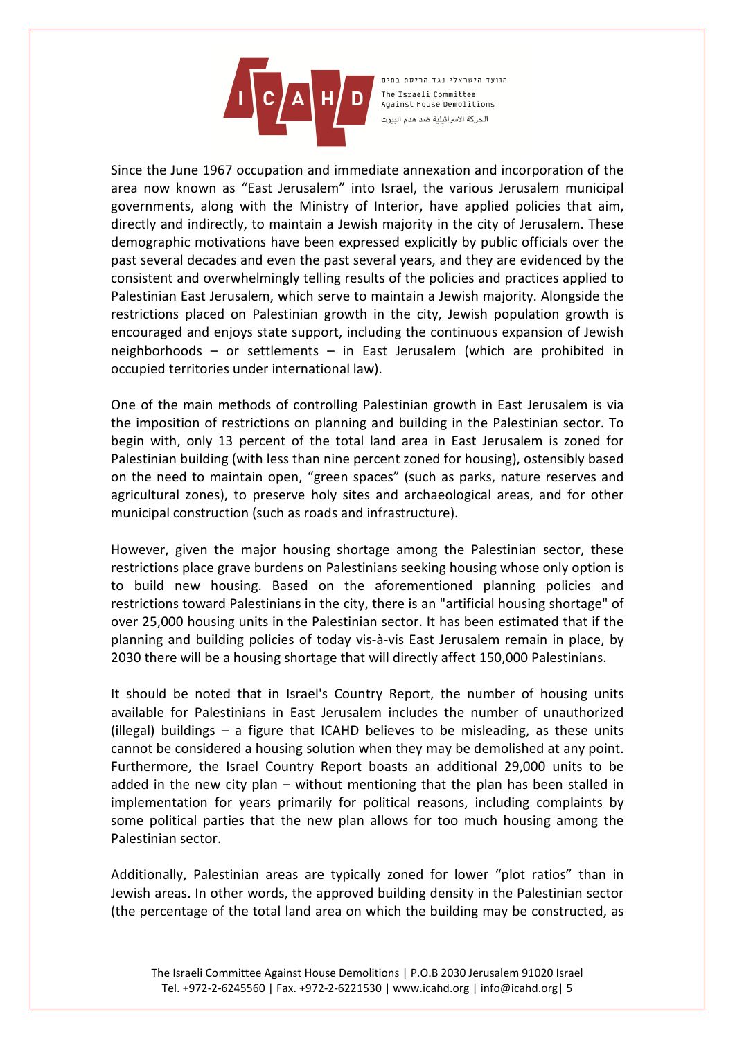Since the June 1967 occupation and immediate annexation and incorporation of the area now known as “East Jerusalem” into Israel, the various Jerusalem municipal governments, along with the Ministry of Interior, have applied policies that aim, directly and indirectly, to maintain a Jewish majority in the city of Jerusalem. These demographic motivations have been expressed explicitly by public officials over the past several decades and even the past several years, and they are evidenced by the consistent and overwhelmingly telling results of the policies and practices applied to Palestinian East Jerusalem, which serve to maintain a Jewish majority. Alongside the restrictions placed on Palestinian growth in the city, Jewish population growth is encouraged and enjoys state support, including the continuous expansion of Jewish neighborhoods – or settlements – in East Jerusalem (which are prohibited in occupied territories under international law).

One of the main methods of controlling Palestinian growth in East Jerusalem is via the imposition of restrictions on planning and building in the Palestinian sector. To begin with, only 13 percent of the total land area in East Jerusalem is zoned for Palestinian building (with less than nine percent zoned for housing), ostensibly based on the need to maintain open, “green spaces” (such as parks, nature reserves and agricultural zones), to preserve holy sites and archaeological areas, and for other municipal construction (such as roads and infrastructure).

However, given the major housing shortage among the Palestinian sector, these restrictions place grave burdens on Palestinians seeking housing whose only option is to build new housing. Based on the aforementioned planning policies and restrictions toward Palestinians in the city, there is an "artificial housing shortage" of over 25,000 housing units in the Palestinian sector. It has been estimated that if the planning and building policies of today vis-à-vis East Jerusalem remain in place, by 2030 there will be a housing shortage that will directly affect 150,000 Palestinians.

It should be noted that in Israel's Country Report, the number of housing units available for Palestinians in East Jerusalem includes the number of unauthorized (illegal) buildings – a figure that ICAHD believes to be misleading, as these units cannot be considered a housing solution when they may be demolished at any point. Furthermore, the Israel Country Report boasts an additional 29,000 units to be added in the new city plan – without mentioning that the plan has been stalled in implementation for years primarily for political reasons, including complaints by some political parties that the new plan allows for too much housing among the Palestinian sector.

Additionally, Palestinian areas are typically zoned for lower “plot ratios” than in Jewish areas. In other words, the approved building density in the Palestinian sector (the percentage of the total land area on which the building may be constructed, as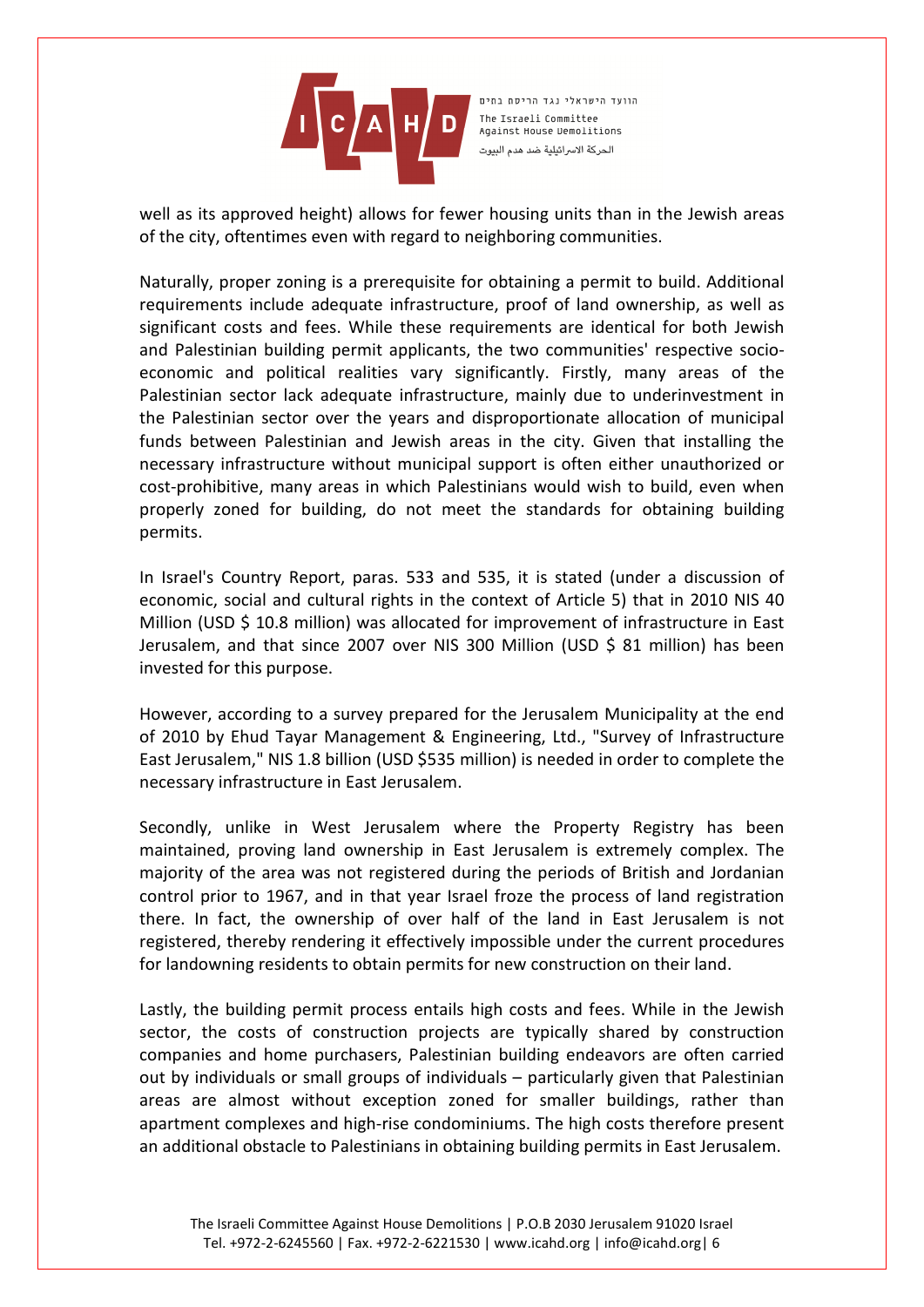well as its approved height) allows for fewer housing units than in the Jewish areas of the city, oftentimes even with regard to neighboring communities.

Naturally, proper zoning is a prerequisite for obtaining a permit to build. Additional requirements include adequate infrastructure, proof of land ownership, as well as significant costs and fees. While these requirements are identical for both Jewish and Palestinian building permit applicants, the two communities' respective socio-economic and political realities vary significantly. Firstly, many areas of the Palestinian sector lack adequate infrastructure, mainly due to underinvestment in the Palestinian sector over the years and disproportionate allocation of municipal funds between Palestinian and Jewish areas in the city. Given that installing the necessary infrastructure without municipal support is often either unauthorized or cost-prohibitive, many areas in which Palestinians would wish to build, even when properly zoned for building, do not meet the standards for obtaining building permits.

In Israel's Country Report, paras. 533 and 535, it is stated (under a discussion of economic, social and cultural rights in the context of Article 5) that in 2010 NIS 40 Million (USD $ 10.8 million) was allocated for improvement of infrastructure in East Jerusalem, and that since 2007 over NIS 300 Million (USD $ 81 million) has been invested for this purpose.

However, according to a survey prepared for the Jerusalem Municipality at the end of 2010 by Ehud Tayar Management & Engineering, Ltd., "Survey of Infrastructure East Jerusalem," NIS 1.8 billion (USD $535 million) is needed in order to complete the necessary infrastructure in East Jerusalem.

Secondly, unlike in West Jerusalem where the Property Registry has been maintained, proving land ownership in East Jerusalem is extremely complex. The majority of the area was not registered during the periods of British and Jordanian control prior to 1967, and in that year Israel froze the process of land registration there. In fact, the ownership of over half of the land in East Jerusalem is not registered, thereby rendering it effectively impossible under the current procedures for landowning residents to obtain permits for new construction on their land.

Lastly, the building permit process entails high costs and fees. While in the Jewish sector, the costs of construction projects are typically shared by construction companies and home purchasers, Palestinian building endeavors are often carried out by individuals or small groups of individuals – particularly given that Palestinian areas are almost without exception zoned for smaller buildings, rather than apartment complexes and high-rise condominiums. The high costs therefore present an additional obstacle to Palestinians in obtaining building permits in East Jerusalem.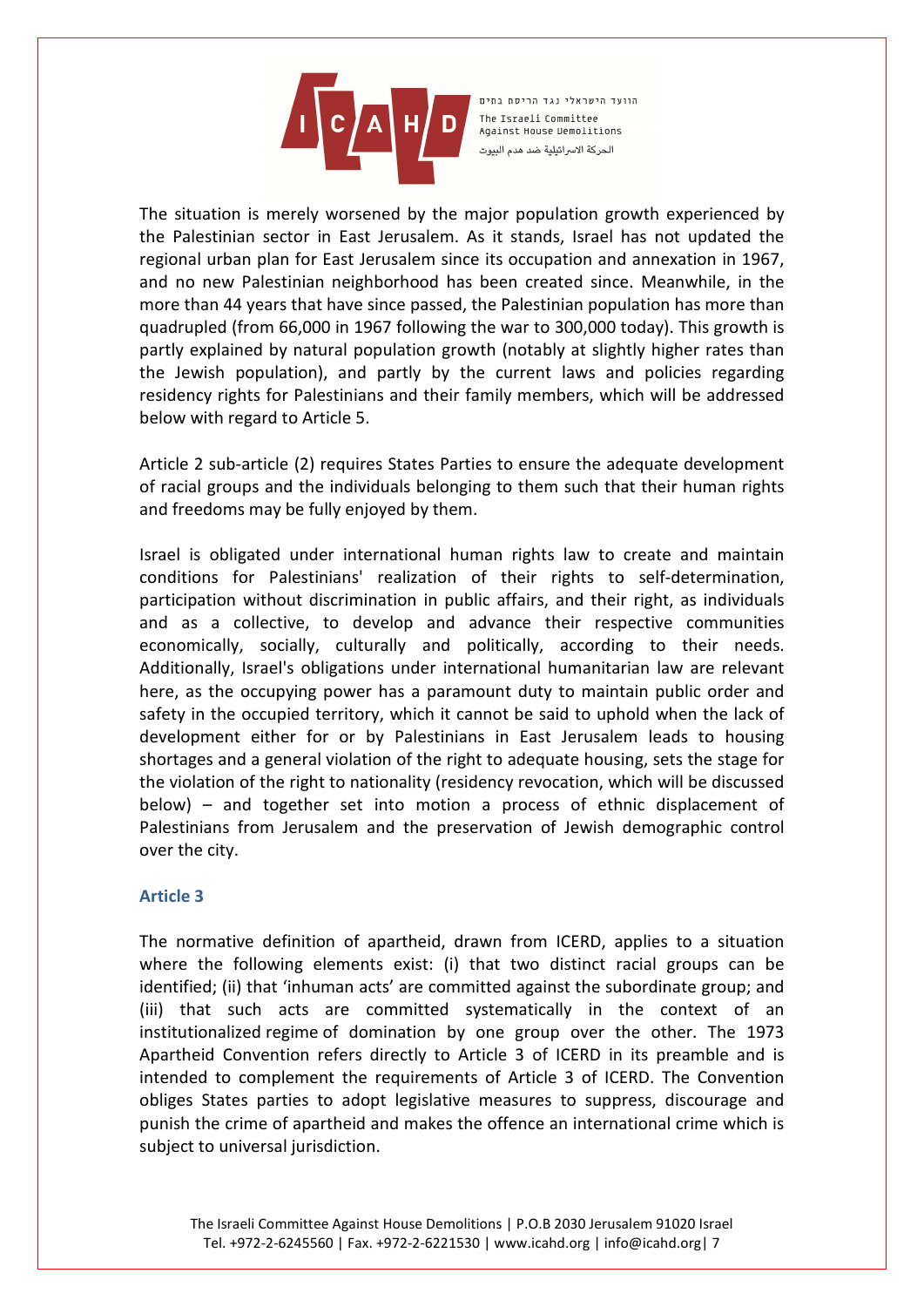The situation is merely worsened by the major population growth experienced by the Palestinian sector in East Jerusalem. As it stands, Israel has not updated the regional urban plan for East Jerusalem since its occupation and annexation in 1967, and no new Palestinian neighborhood has been created since. Meanwhile, in the more than 44 years that have since passed, the Palestinian population has more than quadrupled (from 66,000 in 1967 following the war to 300,000 today). This growth is partly explained by natural population growth (notably at slightly higher rates than the Jewish population), and partly by the current laws and policies regarding residency rights for Palestinians and their family members, which will be addressed below with regard to Article 5.

Article 2 sub-article (2) requires States Parties to ensure the adequate development of racial groups and the individuals belonging to them such that their human rights and freedoms may be fully enjoyed by them.

Israel is obligated under international human rights law to create and maintain conditions for Palestinians' realization of their rights to self-determination, participation without discrimination in public affairs, and their right, as individuals and as a collective, to develop and advance their respective communities economically, socially, culturally and politically, according to their needs. Additionally, Israel's obligations under international humanitarian law are relevant here, as the occupying power has a paramount duty to maintain public order and safety in the occupied territory, which it cannot be said to uphold when the lack of development either for or by Palestinians in East Jerusalem leads to housing shortages and a general violation of the right to adequate housing, sets the stage for the violation of the right to nationality (residency revocation, which will be discussed below) – and together set into motion a process of ethnic displacement of Palestinians from Jerusalem and the preservation of Jewish demographic control over the city.

### Article 3

The normative definition of apartheid, drawn from ICERD, applies to a situation where the following elements exist: (i) that two distinct racial groups can be identified; (ii) that 'inhuman acts' are committed against the subordinate group; and (iii) that such acts are committed systematically in the context of an institutionalized regime of domination by one group over the other. The 1973 Apartheid Convention refers directly to Article 3 of ICERD in its preamble and is intended to complement the requirements of Article 3 of ICERD. The Convention obliges States parties to adopt legislative measures to suppress, discourage and punish the crime of apartheid and makes the offence an international crime which is subject to universal jurisdiction.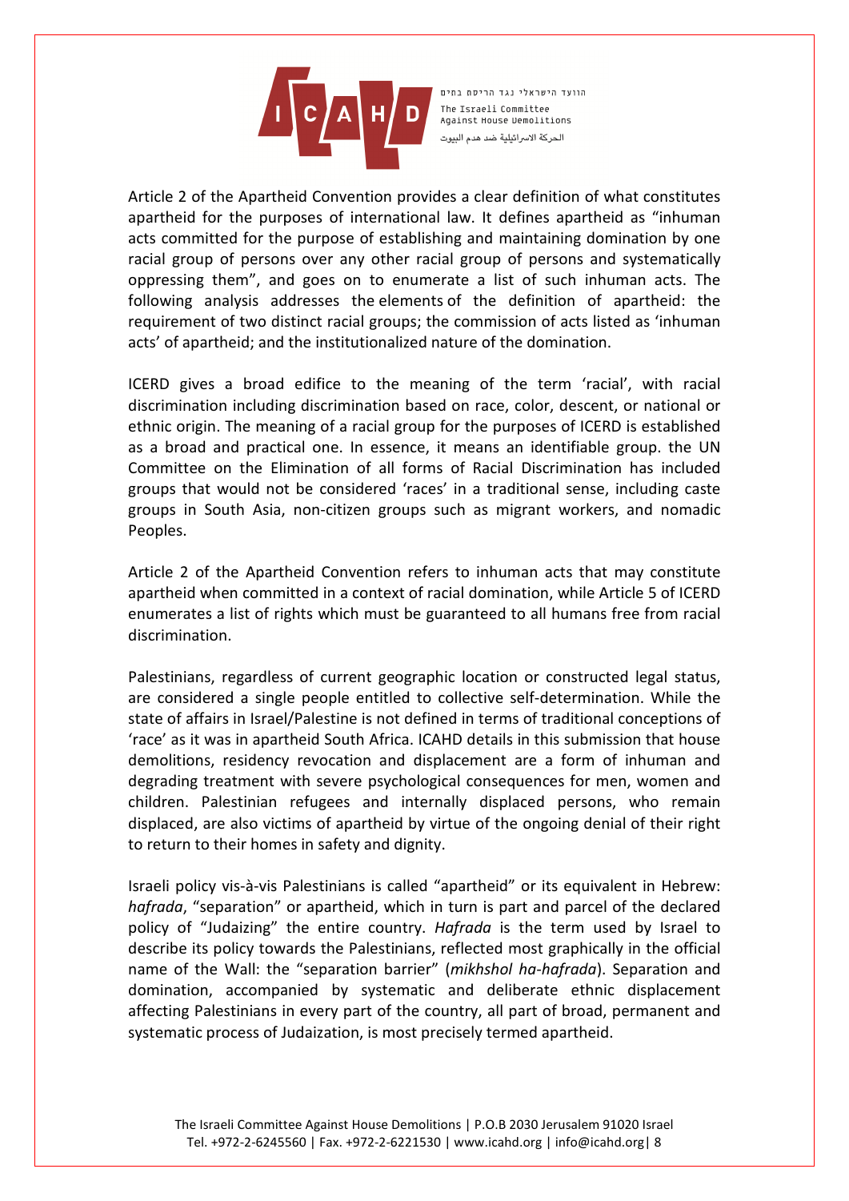Article 2 of the Apartheid Convention provides a clear definition of what constitutes apartheid for the purposes of international law. It defines apartheid as "inhuman acts committed for the purpose of establishing and maintaining domination by one racial group of persons over any other racial group of persons and systematically oppressing them", and goes on to enumerate a list of such inhuman acts. The following analysis addresses the elements of the definition of apartheid: the requirement of two distinct racial groups; the commission of acts listed as 'inhuman acts' of apartheid; and the institutionalized nature of the domination.

ICERD gives a broad edifice to the meaning of the term 'racial', with racial discrimination including discrimination based on race, color, descent, or national or ethnic origin. The meaning of a racial group for the purposes of ICERD is established as a broad and practical one. In essence, it means an identifiable group. the UN Committee on the Elimination of all forms of Racial Discrimination has included groups that would not be considered 'races' in a traditional sense, including caste groups in South Asia, non-citizen groups such as migrant workers, and nomadic Peoples.

Article 2 of the Apartheid Convention refers to inhuman acts that may constitute apartheid when committed in a context of racial domination, while Article 5 of ICERD enumerates a list of rights which must be guaranteed to all humans free from racial discrimination.

Palestinians, regardless of current geographic location or constructed legal status, are considered a single people entitled to collective self-determination. While the state of affairs in Israel/Palestine is not defined in terms of traditional conceptions of 'race' as it was in apartheid South Africa. ICAHD details in this submission that house demolitions, residency revocation and displacement are a form of inhuman and degrading treatment with severe psychological consequences for men, women and children. Palestinian refugees and internally displaced persons, who remain displaced, are also victims of apartheid by virtue of the ongoing denial of their right to return to their homes in safety and dignity.

Israeli policy vis-à-vis Palestinians is called "apartheid" or its equivalent in Hebrew: *hafrada*, "separation" or apartheid, which in turn is part and parcel of the declared policy of "Judaizing" the entire country. *Hafrada* is the term used by Israel to describe its policy towards the Palestinians, reflected most graphically in the official name of the Wall: the "separation barrier" (*mikhshol ha-hafrada*). Separation and domination, accompanied by systematic and deliberate ethnic displacement affecting Palestinians in every part of the country, all part of broad, permanent and systematic process of Judaization, is most precisely termed apartheid.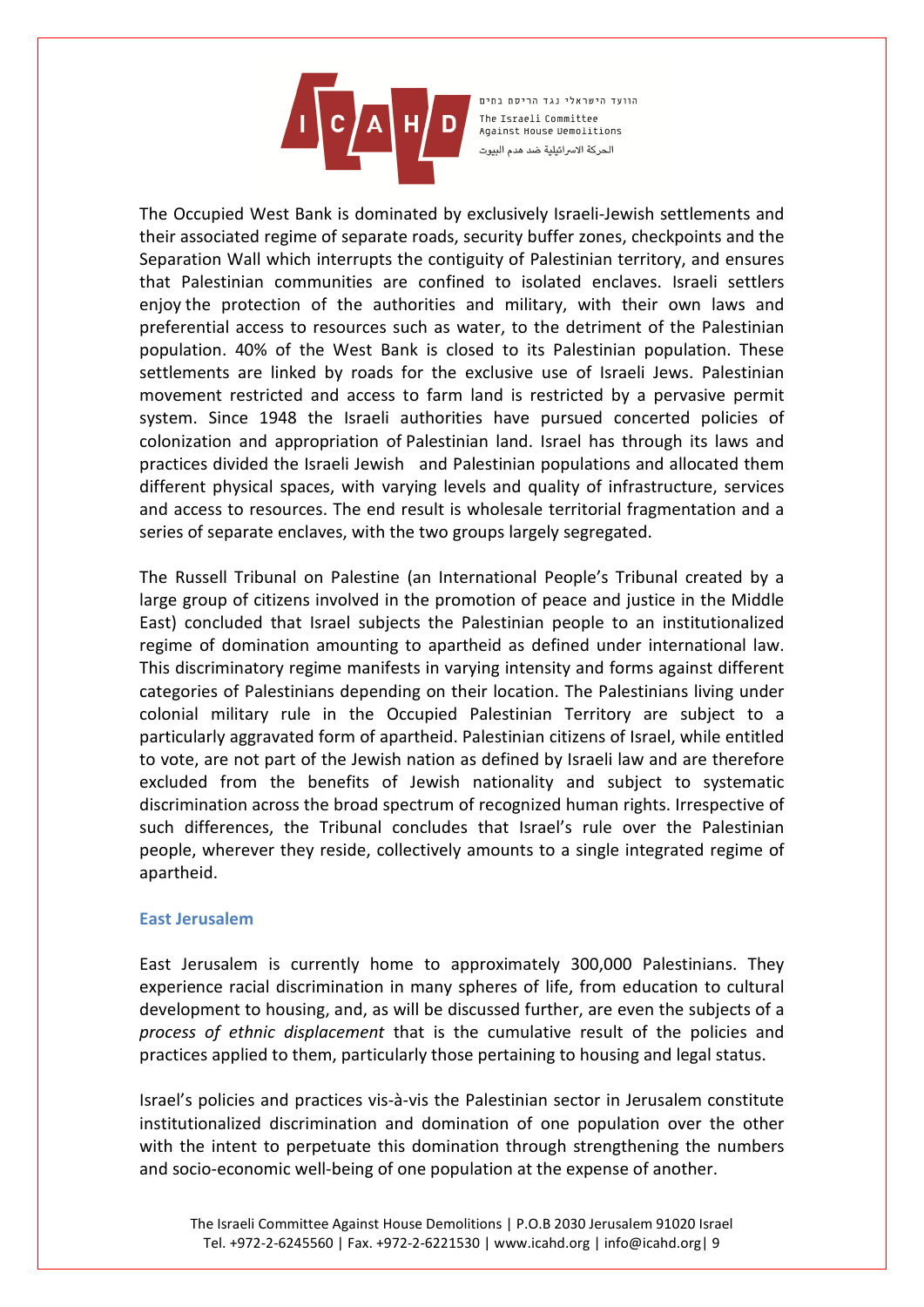The Occupied West Bank is dominated by exclusively Israeli-Jewish settlements and their associated regime of separate roads, security buffer zones, checkpoints and the Separation Wall which interrupts the contiguity of Palestinian territory, and ensures that Palestinian communities are confined to isolated enclaves. Israeli settlers enjoy the protection of the authorities and military, with their own laws and preferential access to resources such as water, to the detriment of the Palestinian population. 40% of the West Bank is closed to its Palestinian population. These settlements are linked by roads for the exclusive use of Israeli Jews. Palestinian movement restricted and access to farm land is restricted by a pervasive permit system. Since 1948 the Israeli authorities have pursued concerted policies of colonization and appropriation of Palestinian land. Israel has through its laws and practices divided the Israeli Jewish and Palestinian populations and allocated them different physical spaces, with varying levels and quality of infrastructure, services and access to resources. The end result is wholesale territorial fragmentation and a series of separate enclaves, with the two groups largely segregated.

The Russell Tribunal on Palestine (an International People's Tribunal created by a large group of citizens involved in the promotion of peace and justice in the Middle East) concluded that Israel subjects the Palestinian people to an institutionalized regime of domination amounting to apartheid as defined under international law. This discriminatory regime manifests in varying intensity and forms against different categories of Palestinians depending on their location. The Palestinians living under colonial military rule in the Occupied Palestinian Territory are subject to a particularly aggravated form of apartheid. Palestinian citizens of Israel, while entitled to vote, are not part of the Jewish nation as defined by Israeli law and are therefore excluded from the benefits of Jewish nationality and subject to systematic discrimination across the broad spectrum of recognized human rights. Irrespective of such differences, the Tribunal concludes that Israel's rule over the Palestinian people, wherever they reside, collectively amounts to a single integrated regime of apartheid.

### East Jerusalem

East Jerusalem is currently home to approximately 300,000 Palestinians. They experience racial discrimination in many spheres of life, from education to cultural development to housing, and, as will be discussed further, are even the subjects of a *process of ethnic displacement* that is the cumulative result of the policies and practices applied to them, particularly those pertaining to housing and legal status.

Israel's policies and practices vis-à-vis the Palestinian sector in Jerusalem constitute institutionalized discrimination and domination of one population over the other with the intent to perpetuate this domination through strengthening the numbers and socio-economic well-being of one population at the expense of another.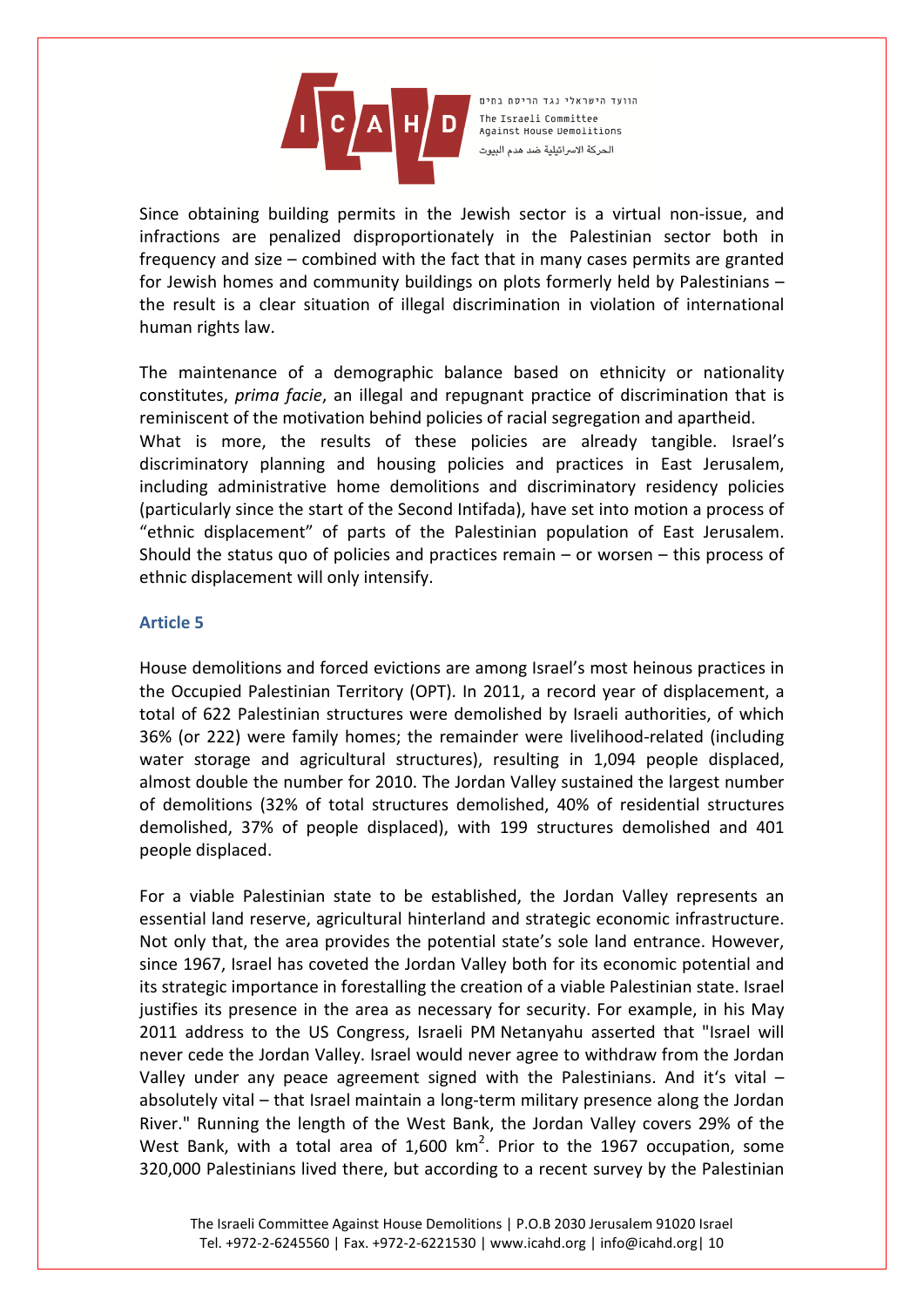Since obtaining building permits in the Jewish sector is a virtual non-issue, and infractions are penalized disproportionately in the Palestinian sector both in frequency and size – combined with the fact that in many cases permits are granted for Jewish homes and community buildings on plots formerly held by Palestinians – the result is a clear situation of illegal discrimination in violation of international human rights law.

The maintenance of a demographic balance based on ethnicity or nationality constitutes, *prima facie*, an illegal and repugnant practice of discrimination that is reminiscent of the motivation behind policies of racial segregation and apartheid.
What is more, the results of these policies are already tangible. Israel's discriminatory planning and housing policies and practices in East Jerusalem, including administrative home demolitions and discriminatory residency policies (particularly since the start of the Second Intifada), have set into motion a process of "ethnic displacement" of parts of the Palestinian population of East Jerusalem. Should the status quo of policies and practices remain – or worsen – this process of ethnic displacement will only intensify.

## Article 5

House demolitions and forced evictions are among Israel's most heinous practices in the Occupied Palestinian Territory (OPT). In 2011, a record year of displacement, a total of 622 Palestinian structures were demolished by Israeli authorities, of which 36% (or 222) were family homes; the remainder were livelihood-related (including water storage and agricultural structures), resulting in 1,094 people displaced, almost double the number for 2010. The Jordan Valley sustained the largest number of demolitions (32% of total structures demolished, 40% of residential structures demolished, 37% of people displaced), with 199 structures demolished and 401 people displaced.

For a viable Palestinian state to be established, the Jordan Valley represents an essential land reserve, agricultural hinterland and strategic economic infrastructure. Not only that, the area provides the potential state's sole land entrance. However, since 1967, Israel has coveted the Jordan Valley both for its economic potential and its strategic importance in forestalling the creation of a viable Palestinian state. Israel justifies its presence in the area as necessary for security. For example, in his May 2011 address to the US Congress, Israeli PM Netanyahu asserted that "Israel will never cede the Jordan Valley. Israel would never agree to withdraw from the Jordan Valley under any peace agreement signed with the Palestinians. And it's vital – absolutely vital – that Israel maintain a long-term military presence along the Jordan River." Running the length of the West Bank, the Jordan Valley covers 29% of the West Bank, with a total area of 1,600 $km^2$. Prior to the 1967 occupation, some 320,000 Palestinians lived there, but according to a recent survey by the Palestinian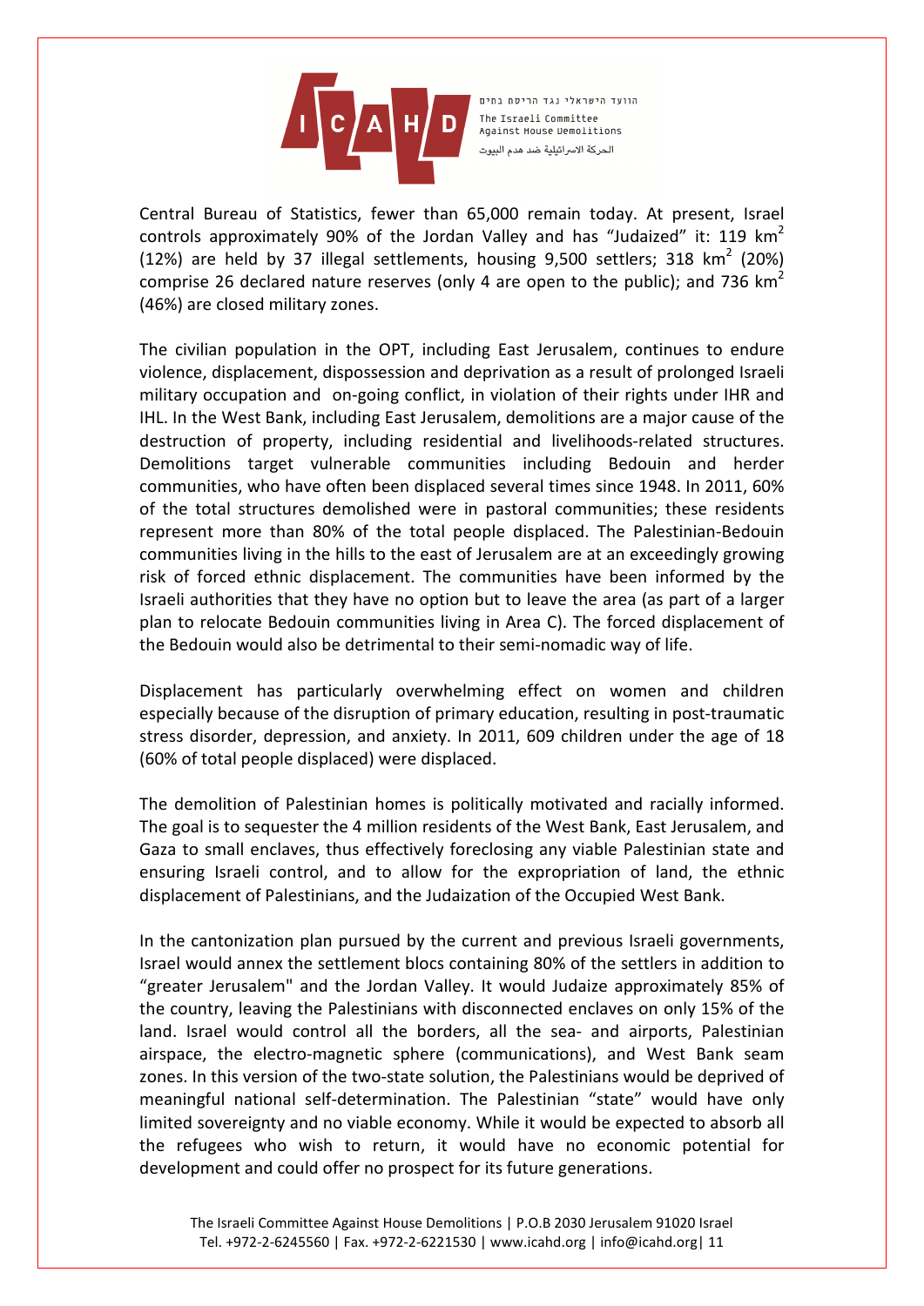Central Bureau of Statistics, fewer than 65,000 remain today. At present, Israel controls approximately 90% of the Jordan Valley and has "Judaized" it: 119 $km^2$ (12%) are held by 37 illegal settlements, housing 9,500 settlers; 318 $km^2$ (20%) comprise 26 declared nature reserves (only 4 are open to the public); and 736 $km^2$ (46%) are closed military zones.

The civilian population in the OPT, including East Jerusalem, continues to endure violence, displacement, dispossession and deprivation as a result of prolonged Israeli military occupation and on-going conflict, in violation of their rights under IHR and IHL. In the West Bank, including East Jerusalem, demolitions are a major cause of the destruction of property, including residential and livelihoods-related structures. Demolitions target vulnerable communities including Bedouin and herder communities, who have often been displaced several times since 1948. In 2011, 60% of the total structures demolished were in pastoral communities; these residents represent more than 80% of the total people displaced. The Palestinian-Bedouin communities living in the hills to the east of Jerusalem are at an exceedingly growing risk of forced ethnic displacement. The communities have been informed by the Israeli authorities that they have no option but to leave the area (as part of a larger plan to relocate Bedouin communities living in Area C). The forced displacement of the Bedouin would also be detrimental to their semi-nomadic way of life.

Displacement has particularly overwhelming effect on women and children especially because of the disruption of primary education, resulting in post-traumatic stress disorder, depression, and anxiety. In 2011, 609 children under the age of 18 (60% of total people displaced) were displaced.

The demolition of Palestinian homes is politically motivated and racially informed. The goal is to sequester the 4 million residents of the West Bank, East Jerusalem, and Gaza to small enclaves, thus effectively foreclosing any viable Palestinian state and ensuring Israeli control, and to allow for the expropriation of land, the ethnic displacement of Palestinians, and the Judaization of the Occupied West Bank.

In the cantonization plan pursued by the current and previous Israeli governments, Israel would annex the settlement blocs containing 80% of the settlers in addition to "greater Jerusalem" and the Jordan Valley. It would Judaize approximately 85% of the country, leaving the Palestinians with disconnected enclaves on only 15% of the land. Israel would control all the borders, all the sea- and airports, Palestinian airspace, the electro-magnetic sphere (communications), and West Bank seam zones. In this version of the two-state solution, the Palestinians would be deprived of meaningful national self-determination. The Palestinian "state" would have only limited sovereignty and no viable economy. While it would be expected to absorb all the refugees who wish to return, it would have no economic potential for development and could offer no prospect for its future generations.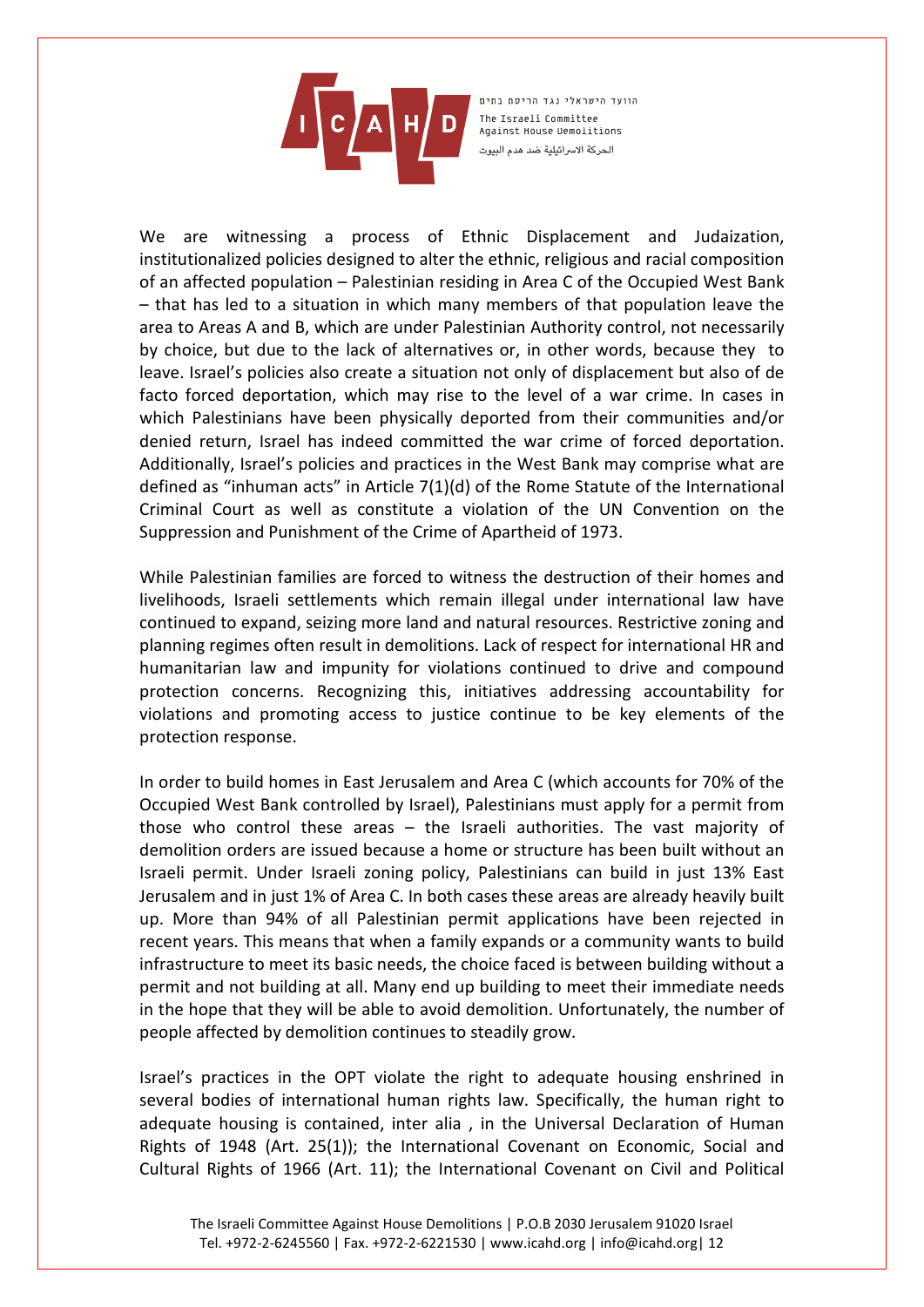We are witnessing a process of Ethnic Displacement and Judaization, institutionalized policies designed to alter the ethnic, religious and racial composition of an affected population – Palestinian residing in Area C of the Occupied West Bank – that has led to a situation in which many members of that population leave the area to Areas A and B, which are under Palestinian Authority control, not necessarily by choice, but due to the lack of alternatives or, in other words, because they to leave. Israel's policies also create a situation not only of displacement but also of de facto forced deportation, which may rise to the level of a war crime. In cases in which Palestinians have been physically deported from their communities and/or denied return, Israel has indeed committed the war crime of forced deportation. Additionally, Israel's policies and practices in the West Bank may comprise what are defined as "inhuman acts" in Article 7(1)(d) of the Rome Statute of the International Criminal Court as well as constitute a violation of the UN Convention on the Suppression and Punishment of the Crime of Apartheid of 1973.

While Palestinian families are forced to witness the destruction of their homes and livelihoods, Israeli settlements which remain illegal under international law have continued to expand, seizing more land and natural resources. Restrictive zoning and planning regimes often result in demolitions. Lack of respect for international HR and humanitarian law and impunity for violations continued to drive and compound protection concerns. Recognizing this, initiatives addressing accountability for violations and promoting access to justice continue to be key elements of the protection response.

In order to build homes in East Jerusalem and Area C (which accounts for 70% of the Occupied West Bank controlled by Israel), Palestinians must apply for a permit from those who control these areas – the Israeli authorities. The vast majority of demolition orders are issued because a home or structure has been built without an Israeli permit. Under Israeli zoning policy, Palestinians can build in just 13% East Jerusalem and in just 1% of Area C. In both cases these areas are already heavily built up. More than 94% of all Palestinian permit applications have been rejected in recent years. This means that when a family expands or a community wants to build infrastructure to meet its basic needs, the choice faced is between building without a permit and not building at all. Many end up building to meet their immediate needs in the hope that they will be able to avoid demolition. Unfortunately, the number of people affected by demolition continues to steadily grow.

Israel's practices in the OPT violate the right to adequate housing enshrined in several bodies of international human rights law. Specifically, the human right to adequate housing is contained, inter alia , in the Universal Declaration of Human Rights of 1948 (Art. 25(1)); the International Covenant on Economic, Social and Cultural Rights of 1966 (Art. 11); the International Covenant on Civil and Political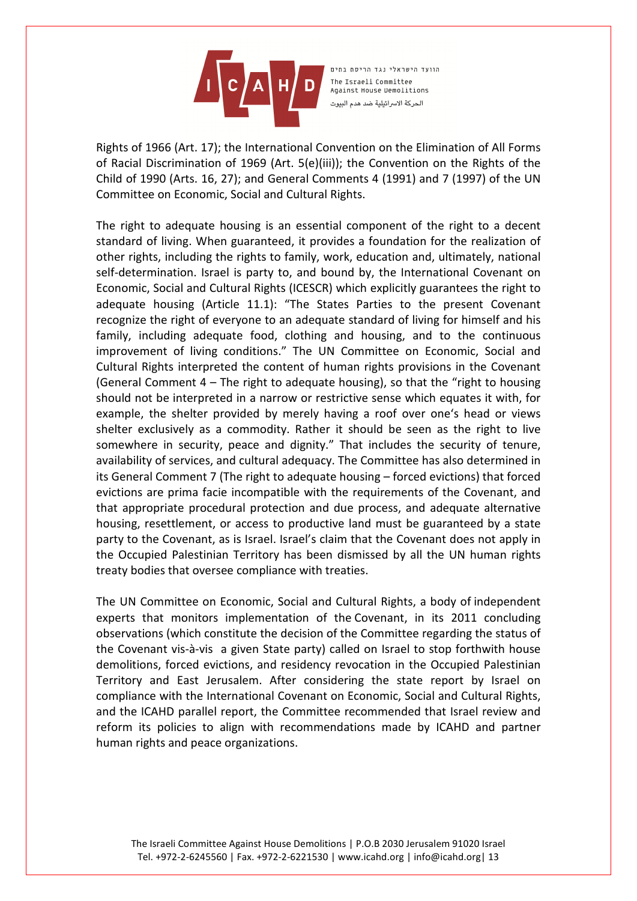Rights of 1966 (Art. 17); the International Convention on the Elimination of All Forms of Racial Discrimination of 1969 (Art. 5(e)(iii)); the Convention on the Rights of the Child of 1990 (Arts. 16, 27); and General Comments 4 (1991) and 7 (1997) of the UN Committee on Economic, Social and Cultural Rights.

The right to adequate housing is an essential component of the right to a decent standard of living. When guaranteed, it provides a foundation for the realization of other rights, including the rights to family, work, education and, ultimately, national self-determination. Israel is party to, and bound by, the International Covenant on Economic, Social and Cultural Rights (ICESCR) which explicitly guarantees the right to adequate housing (Article 11.1): "The States Parties to the present Covenant recognize the right of everyone to an adequate standard of living for himself and his family, including adequate food, clothing and housing, and to the continuous improvement of living conditions." The UN Committee on Economic, Social and Cultural Rights interpreted the content of human rights provisions in the Covenant (General Comment 4 – The right to adequate housing), so that the "right to housing should not be interpreted in a narrow or restrictive sense which equates it with, for example, the shelter provided by merely having a roof over one's head or views shelter exclusively as a commodity. Rather it should be seen as the right to live somewhere in security, peace and dignity." That includes the security of tenure, availability of services, and cultural adequacy. The Committee has also determined in its General Comment 7 (The right to adequate housing – forced evictions) that forced evictions are prima facie incompatible with the requirements of the Covenant, and that appropriate procedural protection and due process, and adequate alternative housing, resettlement, or access to productive land must be guaranteed by a state party to the Covenant, as is Israel. Israel's claim that the Covenant does not apply in the Occupied Palestinian Territory has been dismissed by all the UN human rights treaty bodies that oversee compliance with treaties.

The UN Committee on Economic, Social and Cultural Rights, a body of independent experts that monitors implementation of the Covenant, in its 2011 concluding observations (which constitute the decision of the Committee regarding the status of the Covenant vis-à-vis a given State party) called on Israel to stop forthwith house demolitions, forced evictions, and residency revocation in the Occupied Palestinian Territory and East Jerusalem. After considering the state report by Israel on compliance with the International Covenant on Economic, Social and Cultural Rights, and the ICAHD parallel report, the Committee recommended that Israel review and reform its policies to align with recommendations made by ICAHD and partner human rights and peace organizations.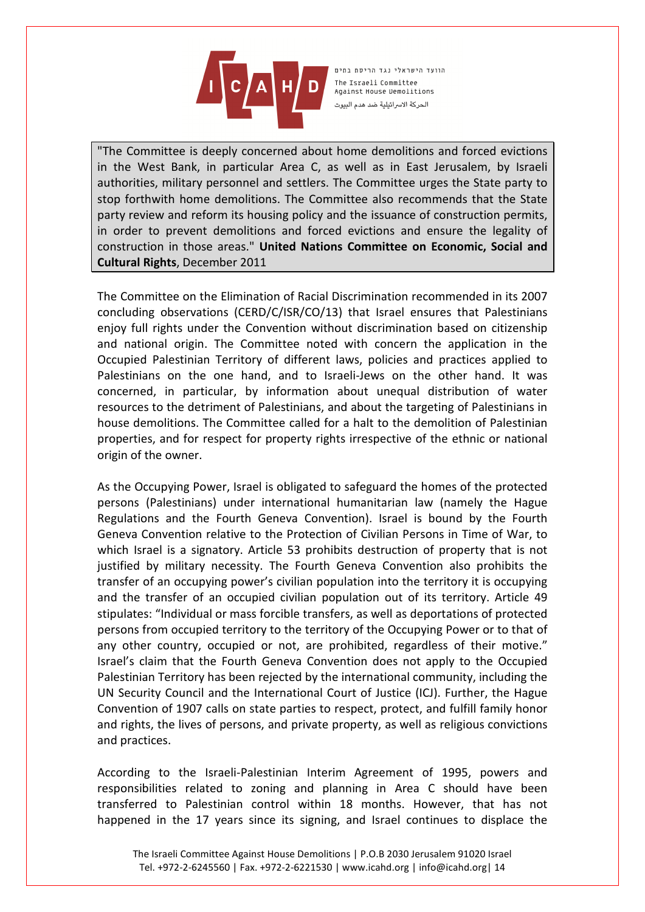> "The Committee is deeply concerned about home demolitions and forced evictions in the West Bank, in particular Area C, as well as in East Jerusalem, by Israeli authorities, military personnel and settlers. The Committee urges the State party to stop forthwith home demolitions. The Committee also recommends that the State party review and reform its housing policy and the issuance of construction permits, in order to prevent demolitions and forced evictions and ensure the legality of construction in those areas." **United Nations Committee on Economic, Social and Cultural Rights**, December 2011

The Committee on the Elimination of Racial Discrimination recommended in its 2007 concluding observations (CERD/C/ISR/CO/13) that Israel ensures that Palestinians enjoy full rights under the Convention without discrimination based on citizenship and national origin. The Committee noted with concern the application in the Occupied Palestinian Territory of different laws, policies and practices applied to Palestinians on the one hand, and to Israeli-Jews on the other hand. It was concerned, in particular, by information about unequal distribution of water resources to the detriment of Palestinians, and about the targeting of Palestinians in house demolitions. The Committee called for a halt to the demolition of Palestinian properties, and for respect for property rights irrespective of the ethnic or national origin of the owner.

As the Occupying Power, Israel is obligated to safeguard the homes of the protected persons (Palestinians) under international humanitarian law (namely the Hague Regulations and the Fourth Geneva Convention). Israel is bound by the Fourth Geneva Convention relative to the Protection of Civilian Persons in Time of War, to which Israel is a signatory. Article 53 prohibits destruction of property that is not justified by military necessity. The Fourth Geneva Convention also prohibits the transfer of an occupying power's civilian population into the territory it is occupying and the transfer of an occupied civilian population out of its territory. Article 49 stipulates: "Individual or mass forcible transfers, as well as deportations of protected persons from occupied territory to the territory of the Occupying Power or to that of any other country, occupied or not, are prohibited, regardless of their motive." Israel's claim that the Fourth Geneva Convention does not apply to the Occupied Palestinian Territory has been rejected by the international community, including the UN Security Council and the International Court of Justice (ICJ). Further, the Hague Convention of 1907 calls on state parties to respect, protect, and fulfill family honor and rights, the lives of persons, and private property, as well as religious convictions and practices.

According to the Israeli-Palestinian Interim Agreement of 1995, powers and responsibilities related to zoning and planning in Area C should have been transferred to Palestinian control within 18 months. However, that has not happened in the 17 years since its signing, and Israel continues to displace the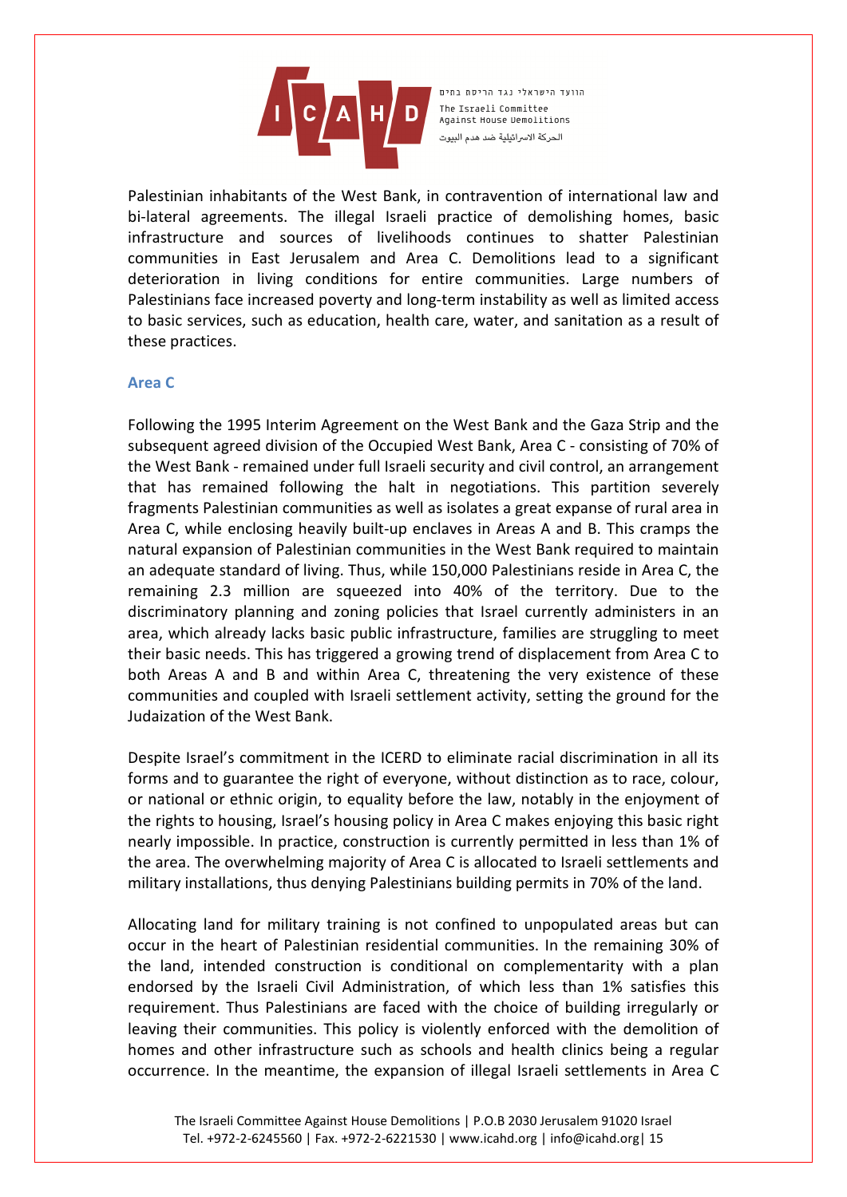Palestinian inhabitants of the West Bank, in contravention of international law and bi-lateral agreements. The illegal Israeli practice of demolishing homes, basic infrastructure and sources of livelihoods continues to shatter Palestinian communities in East Jerusalem and Area C. Demolitions lead to a significant deterioration in living conditions for entire communities. Large numbers of Palestinians face increased poverty and long-term instability as well as limited access to basic services, such as education, health care, water, and sanitation as a result of these practices.

### Area C

Following the 1995 Interim Agreement on the West Bank and the Gaza Strip and the subsequent agreed division of the Occupied West Bank, Area C - consisting of 70% of the West Bank - remained under full Israeli security and civil control, an arrangement that has remained following the halt in negotiations. This partition severely fragments Palestinian communities as well as isolates a great expanse of rural area in Area C, while enclosing heavily built-up enclaves in Areas A and B. This cramps the natural expansion of Palestinian communities in the West Bank required to maintain an adequate standard of living. Thus, while 150,000 Palestinians reside in Area C, the remaining 2.3 million are squeezed into 40% of the territory. Due to the discriminatory planning and zoning policies that Israel currently administers in an area, which already lacks basic public infrastructure, families are struggling to meet their basic needs. This has triggered a growing trend of displacement from Area C to both Areas A and B and within Area C, threatening the very existence of these communities and coupled with Israeli settlement activity, setting the ground for the Judaization of the West Bank.

Despite Israel's commitment in the ICERD to eliminate racial discrimination in all its forms and to guarantee the right of everyone, without distinction as to race, colour, or national or ethnic origin, to equality before the law, notably in the enjoyment of the rights to housing, Israel's housing policy in Area C makes enjoying this basic right nearly impossible. In practice, construction is currently permitted in less than 1% of the area. The overwhelming majority of Area C is allocated to Israeli settlements and military installations, thus denying Palestinians building permits in 70% of the land.

Allocating land for military training is not confined to unpopulated areas but can occur in the heart of Palestinian residential communities. In the remaining 30% of the land, intended construction is conditional on complementarity with a plan endorsed by the Israeli Civil Administration, of which less than 1% satisfies this requirement. Thus Palestinians are faced with the choice of building irregularly or leaving their communities. This policy is violently enforced with the demolition of homes and other infrastructure such as schools and health clinics being a regular occurrence. In the meantime, the expansion of illegal Israeli settlements in Area C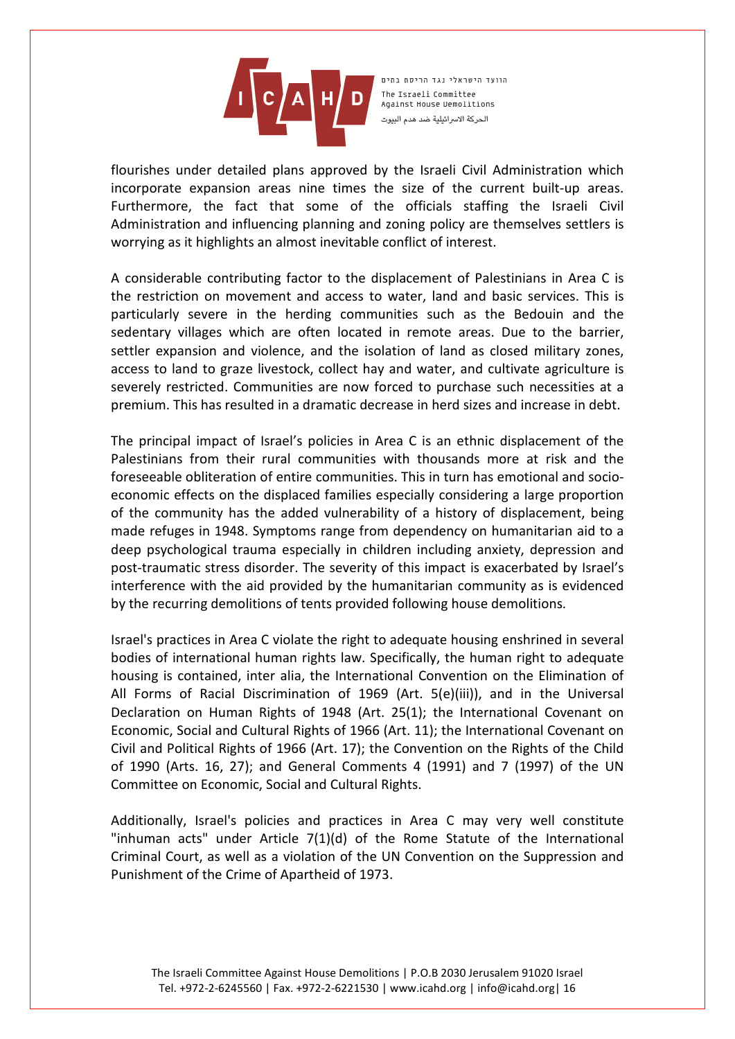flourishes under detailed plans approved by the Israeli Civil Administration which incorporate expansion areas nine times the size of the current built-up areas. Furthermore, the fact that some of the officials staffing the Israeli Civil Administration and influencing planning and zoning policy are themselves settlers is worrying as it highlights an almost inevitable conflict of interest.

A considerable contributing factor to the displacement of Palestinians in Area C is the restriction on movement and access to water, land and basic services. This is particularly severe in the herding communities such as the Bedouin and the sedentary villages which are often located in remote areas. Due to the barrier, settler expansion and violence, and the isolation of land as closed military zones, access to land to graze livestock, collect hay and water, and cultivate agriculture is severely restricted. Communities are now forced to purchase such necessities at a premium. This has resulted in a dramatic decrease in herd sizes and increase in debt.

The principal impact of Israel's policies in Area C is an ethnic displacement of the Palestinians from their rural communities with thousands more at risk and the foreseeable obliteration of entire communities. This in turn has emotional and socio-economic effects on the displaced families especially considering a large proportion of the community has the added vulnerability of a history of displacement, being made refuges in 1948. Symptoms range from dependency on humanitarian aid to a deep psychological trauma especially in children including anxiety, depression and post-traumatic stress disorder. The severity of this impact is exacerbated by Israel's interference with the aid provided by the humanitarian community as is evidenced by the recurring demolitions of tents provided following house demolitions.

Israel's practices in Area C violate the right to adequate housing enshrined in several bodies of international human rights law. Specifically, the human right to adequate housing is contained, inter alia, the International Convention on the Elimination of All Forms of Racial Discrimination of 1969 (Art. 5(e)(iii)), and in the Universal Declaration on Human Rights of 1948 (Art. 25(1); the International Covenant on Economic, Social and Cultural Rights of 1966 (Art. 11); the International Covenant on Civil and Political Rights of 1966 (Art. 17); the Convention on the Rights of the Child of 1990 (Arts. 16, 27); and General Comments 4 (1991) and 7 (1997) of the UN Committee on Economic, Social and Cultural Rights.

Additionally, Israel's policies and practices in Area C may very well constitute "inhuman acts" under Article 7(1)(d) of the Rome Statute of the International Criminal Court, as well as a violation of the UN Convention on the Suppression and Punishment of the Crime of Apartheid of 1973.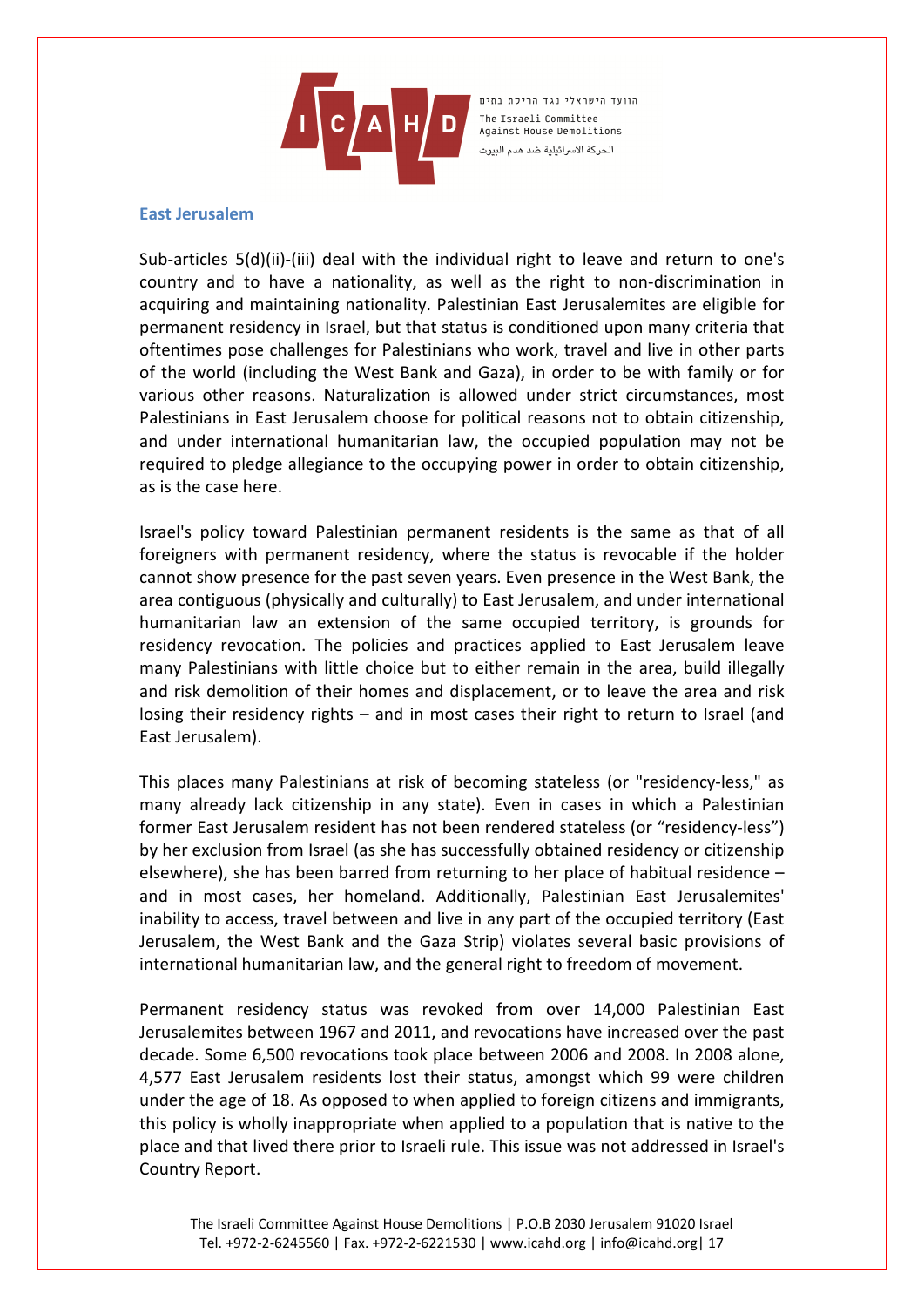## East Jerusalem

Sub-articles 5(d)(ii)-(iii) deal with the individual right to leave and return to one's country and to have a nationality, as well as the right to non-discrimination in acquiring and maintaining nationality. Palestinian East Jerusalemites are eligible for permanent residency in Israel, but that status is conditioned upon many criteria that oftentimes pose challenges for Palestinians who work, travel and live in other parts of the world (including the West Bank and Gaza), in order to be with family or for various other reasons. Naturalization is allowed under strict circumstances, most Palestinians in East Jerusalem choose for political reasons not to obtain citizenship, and under international humanitarian law, the occupied population may not be required to pledge allegiance to the occupying power in order to obtain citizenship, as is the case here.

Israel's policy toward Palestinian permanent residents is the same as that of all foreigners with permanent residency, where the status is revocable if the holder cannot show presence for the past seven years. Even presence in the West Bank, the area contiguous (physically and culturally) to East Jerusalem, and under international humanitarian law an extension of the same occupied territory, is grounds for residency revocation. The policies and practices applied to East Jerusalem leave many Palestinians with little choice but to either remain in the area, build illegally and risk demolition of their homes and displacement, or to leave the area and risk losing their residency rights – and in most cases their right to return to Israel (and East Jerusalem).

This places many Palestinians at risk of becoming stateless (or "residency-less," as many already lack citizenship in any state). Even in cases in which a Palestinian former East Jerusalem resident has not been rendered stateless (or "residency-less") by her exclusion from Israel (as she has successfully obtained residency or citizenship elsewhere), she has been barred from returning to her place of habitual residence – and in most cases, her homeland. Additionally, Palestinian East Jerusalemites' inability to access, travel between and live in any part of the occupied territory (East Jerusalem, the West Bank and the Gaza Strip) violates several basic provisions of international humanitarian law, and the general right to freedom of movement.

Permanent residency status was revoked from over 14,000 Palestinian East Jerusalemites between 1967 and 2011, and revocations have increased over the past decade. Some 6,500 revocations took place between 2006 and 2008. In 2008 alone, 4,577 East Jerusalem residents lost their status, amongst which 99 were children under the age of 18. As opposed to when applied to foreign citizens and immigrants, this policy is wholly inappropriate when applied to a population that is native to the place and that lived there prior to Israeli rule. This issue was not addressed in Israel's Country Report.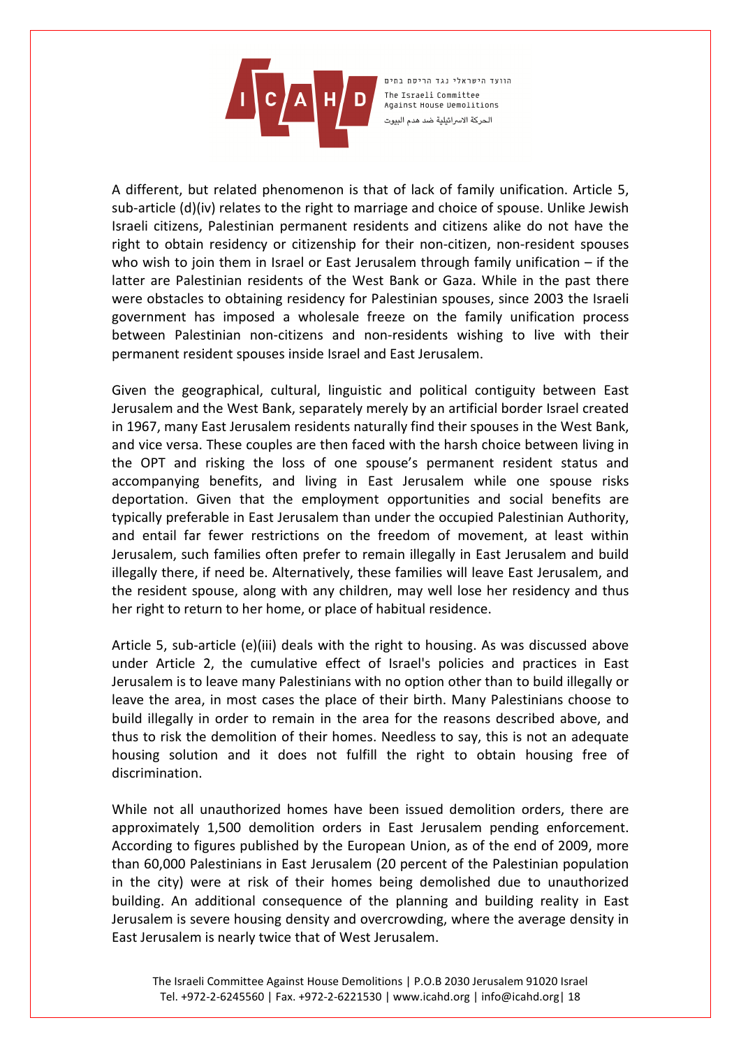A different, but related phenomenon is that of lack of family unification. Article 5, sub-article (d)(iv) relates to the right to marriage and choice of spouse. Unlike Jewish Israeli citizens, Palestinian permanent residents and citizens alike do not have the right to obtain residency or citizenship for their non-citizen, non-resident spouses who wish to join them in Israel or East Jerusalem through family unification – if the latter are Palestinian residents of the West Bank or Gaza. While in the past there were obstacles to obtaining residency for Palestinian spouses, since 2003 the Israeli government has imposed a wholesale freeze on the family unification process between Palestinian non-citizens and non-residents wishing to live with their permanent resident spouses inside Israel and East Jerusalem.

Given the geographical, cultural, linguistic and political contiguity between East Jerusalem and the West Bank, separately merely by an artificial border Israel created in 1967, many East Jerusalem residents naturally find their spouses in the West Bank, and vice versa. These couples are then faced with the harsh choice between living in the OPT and risking the loss of one spouse's permanent resident status and accompanying benefits, and living in East Jerusalem while one spouse risks deportation. Given that the employment opportunities and social benefits are typically preferable in East Jerusalem than under the occupied Palestinian Authority, and entail far fewer restrictions on the freedom of movement, at least within Jerusalem, such families often prefer to remain illegally in East Jerusalem and build illegally there, if need be. Alternatively, these families will leave East Jerusalem, and the resident spouse, along with any children, may well lose her residency and thus her right to return to her home, or place of habitual residence.

Article 5, sub-article (e)(iii) deals with the right to housing. As was discussed above under Article 2, the cumulative effect of Israel's policies and practices in East Jerusalem is to leave many Palestinians with no option other than to build illegally or leave the area, in most cases the place of their birth. Many Palestinians choose to build illegally in order to remain in the area for the reasons described above, and thus to risk the demolition of their homes. Needless to say, this is not an adequate housing solution and it does not fulfill the right to obtain housing free of discrimination.

While not all unauthorized homes have been issued demolition orders, there are approximately 1,500 demolition orders in East Jerusalem pending enforcement. According to figures published by the European Union, as of the end of 2009, more than 60,000 Palestinians in East Jerusalem (20 percent of the Palestinian population in the city) were at risk of their homes being demolished due to unauthorized building. An additional consequence of the planning and building reality in East Jerusalem is severe housing density and overcrowding, where the average density in East Jerusalem is nearly twice that of West Jerusalem.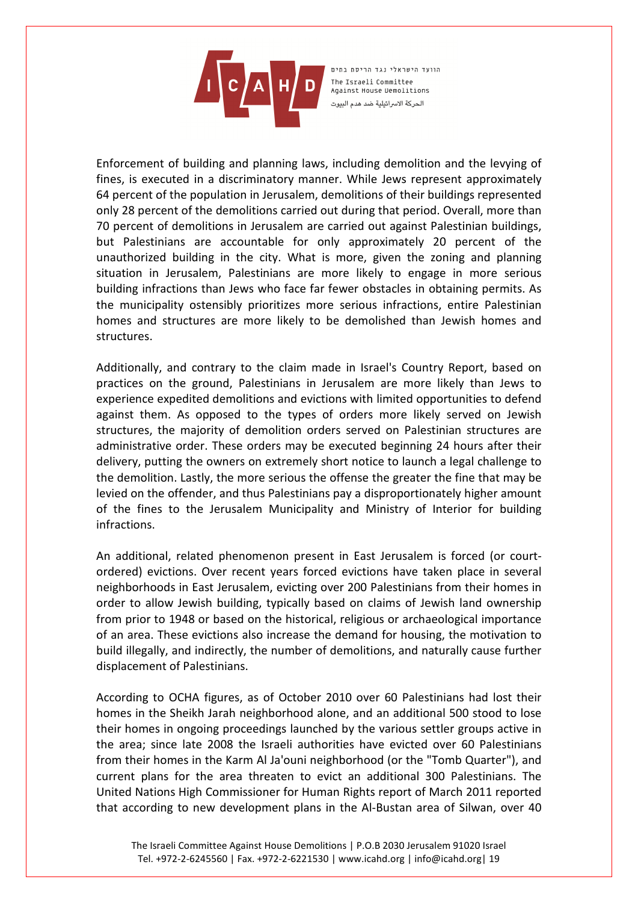Enforcement of building and planning laws, including demolition and the levying of fines, is executed in a discriminatory manner. While Jews represent approximately 64 percent of the population in Jerusalem, demolitions of their buildings represented only 28 percent of the demolitions carried out during that period. Overall, more than 70 percent of demolitions in Jerusalem are carried out against Palestinian buildings, but Palestinians are accountable for only approximately 20 percent of the unauthorized building in the city. What is more, given the zoning and planning situation in Jerusalem, Palestinians are more likely to engage in more serious building infractions than Jews who face far fewer obstacles in obtaining permits. As the municipality ostensibly prioritizes more serious infractions, entire Palestinian homes and structures are more likely to be demolished than Jewish homes and structures.

Additionally, and contrary to the claim made in Israel's Country Report, based on practices on the ground, Palestinians in Jerusalem are more likely than Jews to experience expedited demolitions and evictions with limited opportunities to defend against them. As opposed to the types of orders more likely served on Jewish structures, the majority of demolition orders served on Palestinian structures are administrative order. These orders may be executed beginning 24 hours after their delivery, putting the owners on extremely short notice to launch a legal challenge to the demolition. Lastly, the more serious the offense the greater the fine that may be levied on the offender, and thus Palestinians pay a disproportionately higher amount of the fines to the Jerusalem Municipality and Ministry of Interior for building infractions.

An additional, related phenomenon present in East Jerusalem is forced (or court-ordered) evictions. Over recent years forced evictions have taken place in several neighborhoods in East Jerusalem, evicting over 200 Palestinians from their homes in order to allow Jewish building, typically based on claims of Jewish land ownership from prior to 1948 or based on the historical, religious or archaeological importance of an area. These evictions also increase the demand for housing, the motivation to build illegally, and indirectly, the number of demolitions, and naturally cause further displacement of Palestinians.

According to OCHA figures, as of October 2010 over 60 Palestinians had lost their homes in the Sheikh Jarah neighborhood alone, and an additional 500 stood to lose their homes in ongoing proceedings launched by the various settler groups active in the area; since late 2008 the Israeli authorities have evicted over 60 Palestinians from their homes in the Karm Al Ja'ouni neighborhood (or the "Tomb Quarter"), and current plans for the area threaten to evict an additional 300 Palestinians. The United Nations High Commissioner for Human Rights report of March 2011 reported that according to new development plans in the Al-Bustan area of Silwan, over 40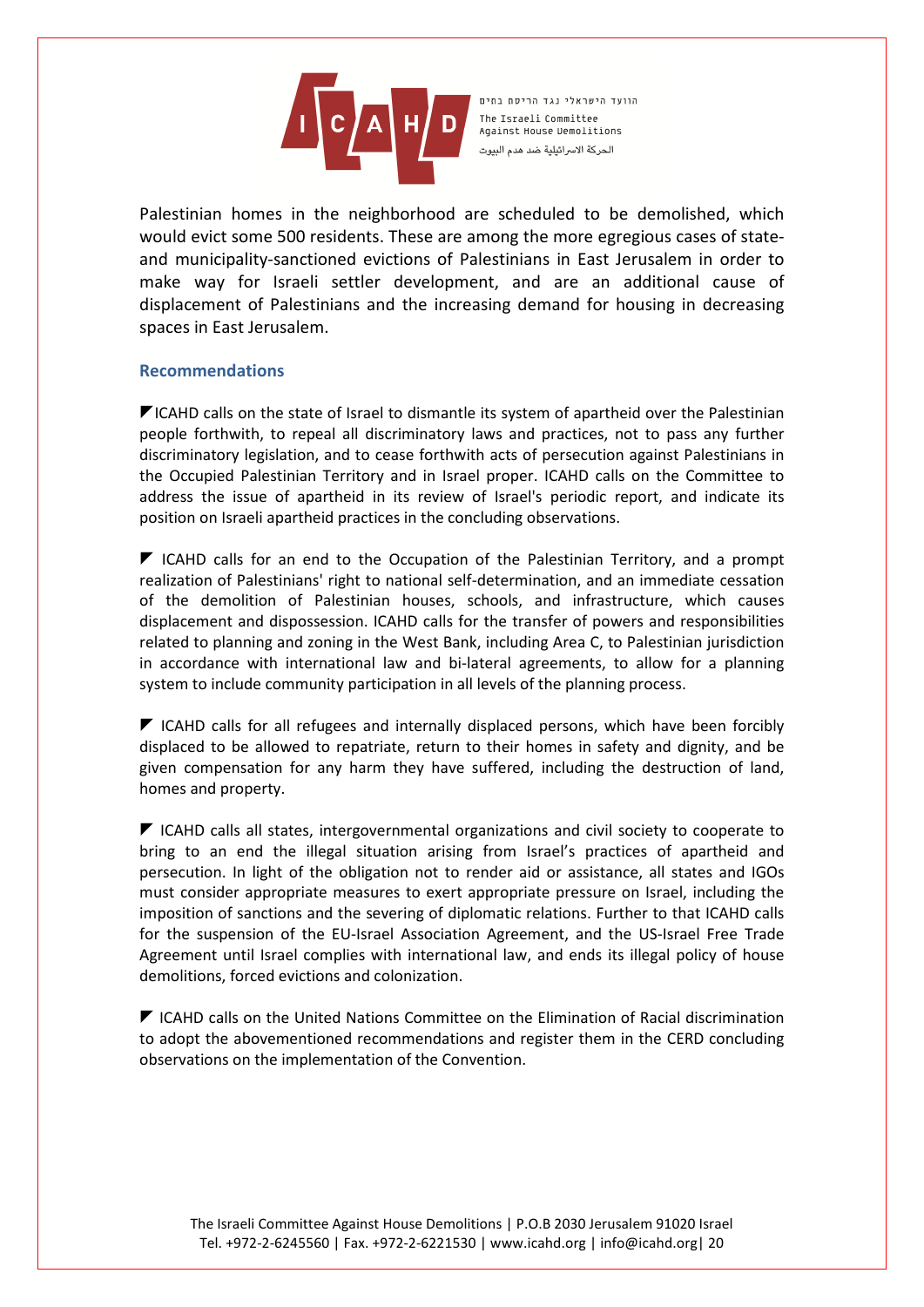Palestinian homes in the neighborhood are scheduled to be demolished, which would evict some 500 residents. These are among the more egregious cases of state- and municipality-sanctioned evictions of Palestinians in East Jerusalem in order to make way for Israeli settler development, and are an additional cause of displacement of Palestinians and the increasing demand for housing in decreasing spaces in East Jerusalem.

## Recommendations

◤ICAHD calls on the state of Israel to dismantle its system of apartheid over the Palestinian people forthwith, to repeal all discriminatory laws and practices, not to pass any further discriminatory legislation, and to cease forthwith acts of persecution against Palestinians in the Occupied Palestinian Territory and in Israel proper. ICAHD calls on the Committee to address the issue of apartheid in its review of Israel's periodic report, and indicate its position on Israeli apartheid practices in the concluding observations.

◤ ICAHD calls for an end to the Occupation of the Palestinian Territory, and a prompt realization of Palestinians' right to national self-determination, and an immediate cessation of the demolition of Palestinian houses, schools, and infrastructure, which causes displacement and dispossession. ICAHD calls for the transfer of powers and responsibilities related to planning and zoning in the West Bank, including Area C, to Palestinian jurisdiction in accordance with international law and bi-lateral agreements, to allow for a planning system to include community participation in all levels of the planning process.

◤ ICAHD calls for all refugees and internally displaced persons, which have been forcibly displaced to be allowed to repatriate, return to their homes in safety and dignity, and be given compensation for any harm they have suffered, including the destruction of land, homes and property.

◤ ICAHD calls all states, intergovernmental organizations and civil society to cooperate to bring to an end the illegal situation arising from Israel's practices of apartheid and persecution. In light of the obligation not to render aid or assistance, all states and IGOs must consider appropriate measures to exert appropriate pressure on Israel, including the imposition of sanctions and the severing of diplomatic relations. Further to that ICAHD calls for the suspension of the EU-Israel Association Agreement, and the US-Israel Free Trade Agreement until Israel complies with international law, and ends its illegal policy of house demolitions, forced evictions and colonization.

◤ ICAHD calls on the United Nations Committee on the Elimination of Racial discrimination to adopt the abovementioned recommendations and register them in the CERD concluding observations on the implementation of the Convention.